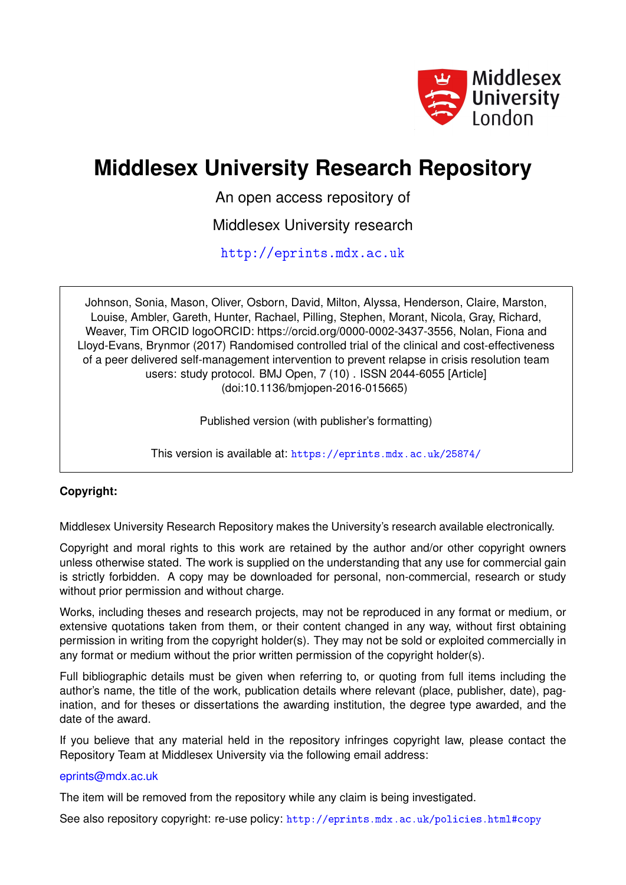Middlesex University London

# Middlesex University Research Repository

An open access repository of

Middlesex University research

http://eprints.mdx.ac.uk

Johnson, Sonia, Mason, Oliver, Osborn, David, Milton, Alyssa, Henderson, Claire, Marston, Louise, Ambler, Gareth, Hunter, Rachael, Pilling, Stephen, Morant, Nicola, Gray, Richard, Weaver, Tim ORCID logoORCID: https://orcid.org/0000-0002-3437-3556, Nolan, Fiona and Lloyd-Evans, Brynmor (2017) Randomised controlled trial of the clinical and cost-effectiveness of a peer delivered self-management intervention to prevent relapse in crisis resolution team users: study protocol. BMJ Open, 7 (10) . ISSN 2044-6055 [Article] (doi:10.1136/bmjopen-2016-015665)

Published version (with publisher's formatting)

This version is available at: https://eprints.mdx.ac.uk/25874/

**Copyright:**

Middlesex University Research Repository makes the University's research available electronically.

Copyright and moral rights to this work are retained by the author and/or other copyright owners unless otherwise stated. The work is supplied on the understanding that any use for commercial gain is strictly forbidden. A copy may be downloaded for personal, non-commercial, research or study without prior permission and without charge.

Works, including theses and research projects, may not be reproduced in any format or medium, or extensive quotations taken from them, or their content changed in any way, without first obtaining permission in writing from the copyright holder(s). They may not be sold or exploited commercially in any format or medium without the prior written permission of the copyright holder(s).

Full bibliographic details must be given when referring to, or quoting from full items including the author's name, the title of the work, publication details where relevant (place, publisher, date), pagination, and for theses or dissertations the awarding institution, the degree type awarded, and the date of the award.

If you believe that any material held in the repository infringes copyright law, please contact the Repository Team at Middlesex University via the following email address:

eprints@mdx.ac.uk

The item will be removed from the repository while any claim is being investigated.

See also repository copyright: re-use policy: http://eprints.mdx.ac.uk/policies.html#copy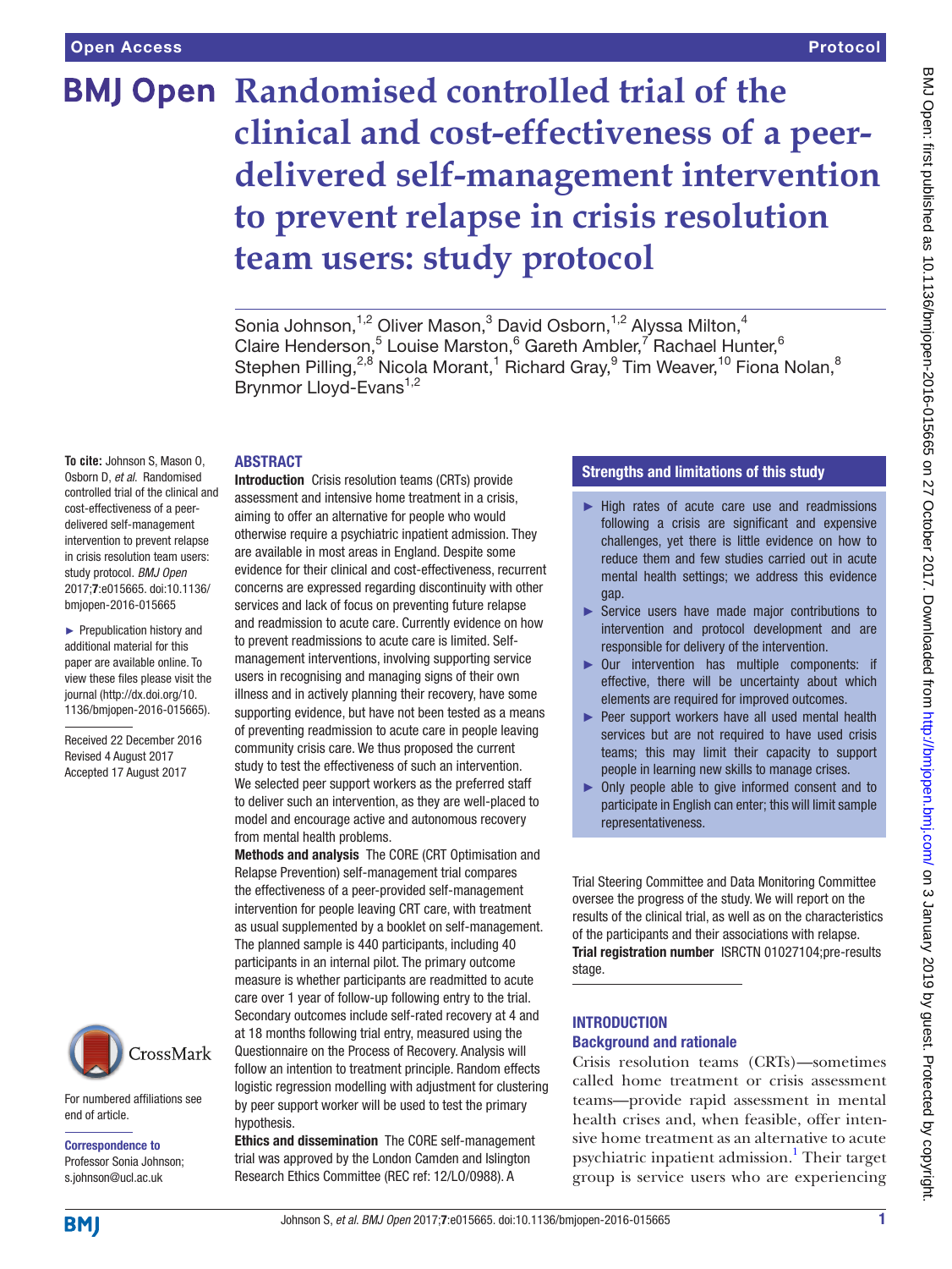# Randomised controlled trial of the clinical and cost-effectiveness of a peer-delivered self-management intervention to prevent relapse in crisis resolution team users: study protocol

Sonia Johnson,[1,2] Oliver Mason,[3] David Osborn,[1,2] Alyssa Milton,[4] Claire Henderson,[5] Louise Marston,[6] Gareth Ambler,[7] Rachael Hunter,[6] Stephen Pilling,[2,8] Nicola Morant,[1] Richard Gray,[9] Tim Weaver,[10] Fiona Nolan,[8] Brynmor Lloyd-Evans[1,2]

**To cite:** Johnson S, Mason O, Osborn D, *et al*. Randomised controlled trial of the clinical and cost-effectiveness of a peer-delivered self-management intervention to prevent relapse in crisis resolution team users: study protocol. *BMJ Open* 2017;**7**:e015665. doi:10.1136/bmjopen-2016-015665

► Prepublication history and additional material for this paper are available online. To view these files please visit the journal (http://dx.doi.org/10.1136/bmjopen-2016-015665).

Received 22 December 2016
Revised 4 August 2017
Accepted 17 August 2017

For numbered affiliations see end of article.

**Correspondence to**
Professor Sonia Johnson; s.johnson@ucl.ac.uk

## ABSTRACT

**Introduction** Crisis resolution teams (CRTs) provide assessment and intensive home treatment in a crisis, aiming to offer an alternative for people who would otherwise require a psychiatric inpatient admission. They are available in most areas in England. Despite some evidence for their clinical and cost-effectiveness, recurrent concerns are expressed regarding discontinuity with other services and lack of focus on preventing future relapse and readmission to acute care. Currently evidence on how to prevent readmissions to acute care is limited. Self-management interventions, involving supporting service users in recognising and managing signs of their own illness and in actively planning their recovery, have some supporting evidence, but have not been tested as a means of preventing readmission to acute care in people leaving community crisis care. We thus proposed the current study to test the effectiveness of such an intervention. We selected peer support workers as the preferred staff to deliver such an intervention, as they are well-placed to model and encourage active and autonomous recovery from mental health problems.

**Methods and analysis** The CORE (CRT Optimisation and Relapse Prevention) self-management trial compares the effectiveness of a peer-provided self-management intervention for people leaving CRT care, with treatment as usual supplemented by a booklet on self-management. The planned sample is 440 participants, including 40 participants in an internal pilot. The primary outcome measure is whether participants are readmitted to acute care over 1 year of follow-up following entry to the trial. Secondary outcomes include self-rated recovery at 4 and at 18 months following trial entry, measured using the Questionnaire on the Process of Recovery. Analysis will follow an intention to treatment principle. Random effects logistic regression modelling with adjustment for clustering by peer support worker will be used to test the primary hypothesis.

**Ethics and dissemination** The CORE self-management trial was approved by the London Camden and Islington Research Ethics Committee (REC ref: 12/LO/0988). A Trial Steering Committee and Data Monitoring Committee oversee the progress of the study. We will report on the results of the clinical trial, as well as on the characteristics of the participants and their associations with relapse.

**Trial registration number** ISRCTN 01027104;pre-results stage.

## Strengths and limitations of this study

- ► High rates of acute care use and readmissions following a crisis are significant and expensive challenges, yet there is little evidence on how to reduce them and few studies carried out in acute mental health settings; we address this evidence gap.
- ► Service users have made major contributions to intervention and protocol development and are responsible for delivery of the intervention.
- ► Our intervention has multiple components: if effective, there will be uncertainty about which elements are required for improved outcomes.
- ► Peer support workers have all used mental health services but are not required to have used crisis teams; this may limit their capacity to support people in learning new skills to manage crises.
- ► Only people able to give informed consent and to participate in English can enter; this will limit sample representativeness.

## INTRODUCTION

### Background and rationale

Crisis resolution teams (CRTs)—sometimes called home treatment or crisis assessment teams—provide rapid assessment in mental health crises and, when feasible, offer intensive home treatment as an alternative to acute psychiatric inpatient admission.[1] Their target group is service users who are experiencing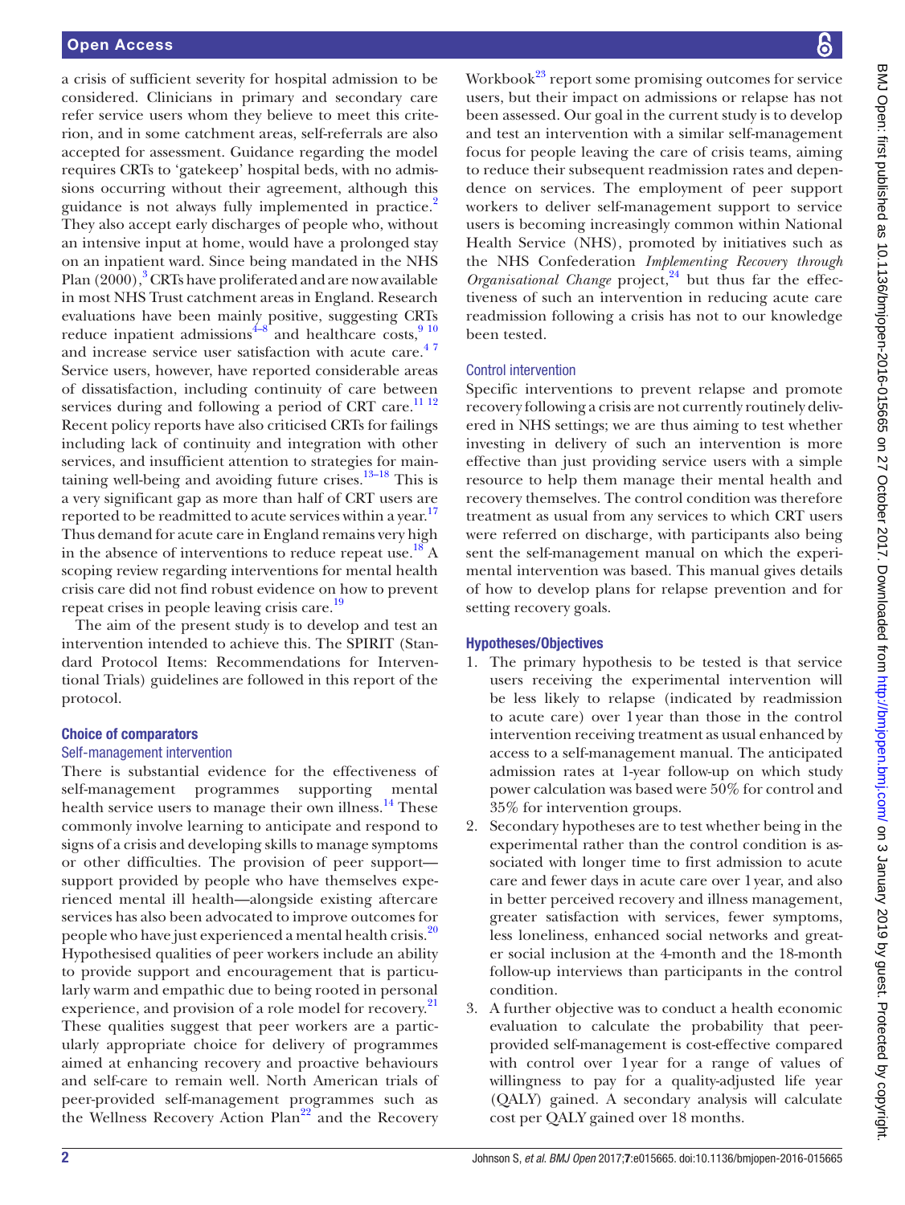a crisis of sufficient severity for hospital admission to be considered. Clinicians in primary and secondary care refer service users whom they believe to meet this criterion, and in some catchment areas, self-referrals are also accepted for assessment. Guidance regarding the model requires CRTs to 'gatekeep' hospital beds, with no admissions occurring without their agreement, although this guidance is not always fully implemented in practice.[2] They also accept early discharges of people who, without an intensive input at home, would have a prolonged stay on an inpatient ward. Since being mandated in the NHS Plan (2000),[3] CRTs have proliferated and are now available in most NHS Trust catchment areas in England. Research evaluations have been mainly positive, suggesting CRTs reduce inpatient admissions[4–8] and healthcare costs,[9 10] and increase service user satisfaction with acute care.[4 7] Service users, however, have reported considerable areas of dissatisfaction, including continuity of care between services during and following a period of CRT care.[11 12] Recent policy reports have also criticised CRTs for failings including lack of continuity and integration with other services, and insufficient attention to strategies for maintaining well-being and avoiding future crises.[13–18] This is a very significant gap as more than half of CRT users are reported to be readmitted to acute services within a year.[17] Thus demand for acute care in England remains very high in the absence of interventions to reduce repeat use.[18] A scoping review regarding interventions for mental health crisis care did not find robust evidence on how to prevent repeat crises in people leaving crisis care.[19]

The aim of the present study is to develop and test an intervention intended to achieve this. The SPIRIT (Standard Protocol Items: Recommendations for Interventional Trials) guidelines are followed in this report of the protocol.

## Choice of comparators

### Self-management intervention

There is substantial evidence for the effectiveness of self-management programmes supporting mental health service users to manage their own illness.[14] These commonly involve learning to anticipate and respond to signs of a crisis and developing skills to manage symptoms or other difficulties. The provision of peer support—support provided by people who have themselves experienced mental ill health—alongside existing aftercare services has also been advocated to improve outcomes for people who have just experienced a mental health crisis.[20] Hypothesised qualities of peer workers include an ability to provide support and encouragement that is particularly warm and empathic due to being rooted in personal experience, and provision of a role model for recovery.[21] These qualities suggest that peer workers are a particularly appropriate choice for delivery of programmes aimed at enhancing recovery and proactive behaviours and self-care to remain well. North American trials of peer-provided self-management programmes such as the Wellness Recovery Action Plan[22] and the Recovery Workbook[23] report some promising outcomes for service users, but their impact on admissions or relapse has not been assessed. Our goal in the current study is to develop and test an intervention with a similar self-management focus for people leaving the care of crisis teams, aiming to reduce their subsequent readmission rates and dependence on services. The employment of peer support workers to deliver self-management support to service users is becoming increasingly common within National Health Service (NHS), promoted by initiatives such as the NHS Confederation *Implementing Recovery through Organisational Change* project,[24] but thus far the effectiveness of such an intervention in reducing acute care readmission following a crisis has not to our knowledge been tested.

### Control intervention

Specific interventions to prevent relapse and promote recovery following a crisis are not currently routinely delivered in NHS settings; we are thus aiming to test whether investing in delivery of such an intervention is more effective than just providing service users with a simple resource to help them manage their mental health and recovery themselves. The control condition was therefore treatment as usual from any services to which CRT users were referred on discharge, with participants also being sent the self-management manual on which the experimental intervention was based. This manual gives details of how to develop plans for relapse prevention and for setting recovery goals.

## Hypotheses/Objectives

1. The primary hypothesis to be tested is that service users receiving the experimental intervention will be less likely to relapse (indicated by readmission to acute care) over 1 year than those in the control intervention receiving treatment as usual enhanced by access to a self-management manual. The anticipated admission rates at 1-year follow-up on which study power calculation was based were 50% for control and 35% for intervention groups.
2. Secondary hypotheses are to test whether being in the experimental rather than the control condition is associated with longer time to first admission to acute care and fewer days in acute care over 1 year, and also in better perceived recovery and illness management, greater satisfaction with services, fewer symptoms, less loneliness, enhanced social networks and greater social inclusion at the 4-month and the 18-month follow-up interviews than participants in the control condition.
3. A further objective was to conduct a health economic evaluation to calculate the probability that peer-provided self-management is cost-effective compared with control over 1 year for a range of values of willingness to pay for a quality-adjusted life year (QALY) gained. A secondary analysis will calculate cost per QALY gained over 18 months.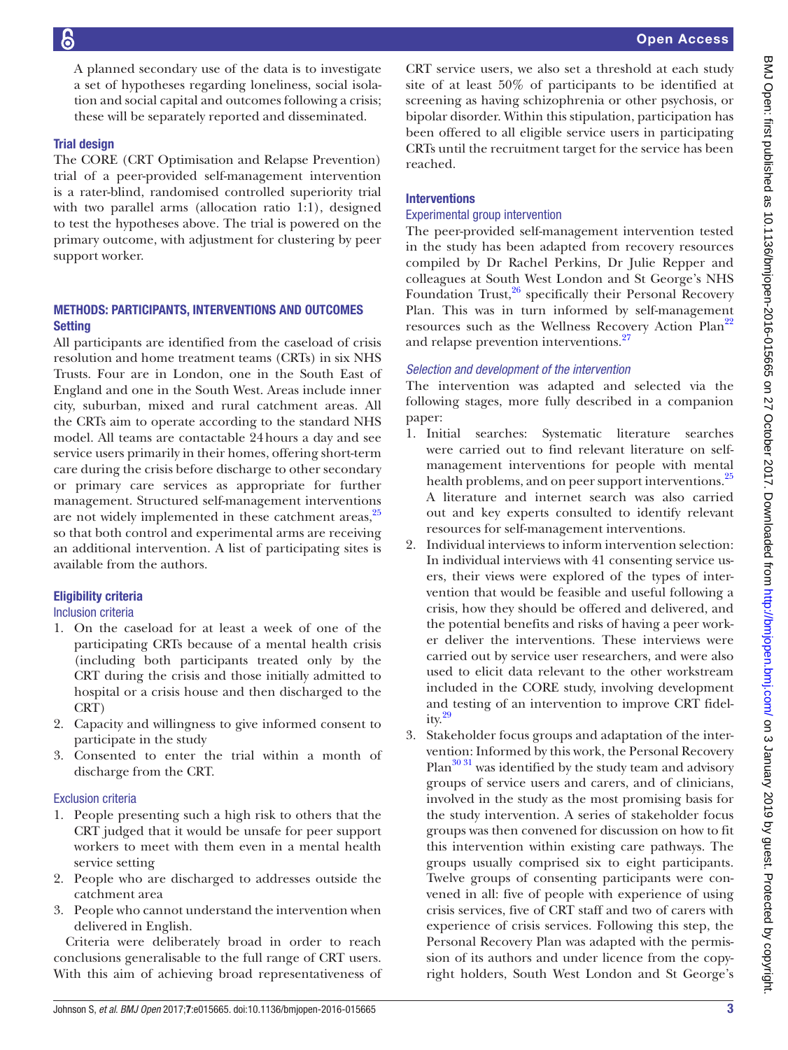A planned secondary use of the data is to investigate a set of hypotheses regarding loneliness, social isolation and social capital and outcomes following a crisis; these will be separately reported and disseminated.

### Trial design

The CORE (CRT Optimisation and Relapse Prevention) trial of a peer-provided self-management intervention is a rater-blind, randomised controlled superiority trial with two parallel arms (allocation ratio 1:1), designed to test the hypotheses above. The trial is powered on the primary outcome, with adjustment for clustering by peer support worker.

## METHODS: PARTICIPANTS, INTERVENTIONS AND OUTCOMES

### Setting

All participants are identified from the caseload of crisis resolution and home treatment teams (CRTs) in six NHS Trusts. Four are in London, one in the South East of England and one in the South West. Areas include inner city, suburban, mixed and rural catchment areas. All the CRTs aim to operate according to the standard NHS model. All teams are contactable 24 hours a day and see service users primarily in their homes, offering short-term care during the crisis before discharge to other secondary or primary care services as appropriate for further management. Structured self-management interventions are not widely implemented in these catchment areas,[25] so that both control and experimental arms are receiving an additional intervention. A list of participating sites is available from the authors.

### Eligibility criteria

#### Inclusion criteria

1. On the caseload for at least a week of one of the participating CRTs because of a mental health crisis (including both participants treated only by the CRT during the crisis and those initially admitted to hospital or a crisis house and then discharged to the CRT)
2. Capacity and willingness to give informed consent to participate in the study
3. Consented to enter the trial within a month of discharge from the CRT.

#### Exclusion criteria

1. People presenting such a high risk to others that the CRT judged that it would be unsafe for peer support workers to meet with them even in a mental health service setting
2. People who are discharged to addresses outside the catchment area
3. People who cannot understand the intervention when delivered in English.

Criteria were deliberately broad in order to reach conclusions generalisable to the full range of CRT users. With this aim of achieving broad representativeness of CRT service users, we also set a threshold at each study site of at least 50% of participants to be identified at screening as having schizophrenia or other psychosis, or bipolar disorder. Within this stipulation, participation has been offered to all eligible service users in participating CRTs until the recruitment target for the service has been reached.

### Interventions

#### Experimental group intervention

The peer-provided self-management intervention tested in the study has been adapted from recovery resources compiled by Dr Rachel Perkins, Dr Julie Repper and colleagues at South West London and St George's NHS Foundation Trust,[26] specifically their Personal Recovery Plan. This was in turn informed by self-management resources such as the Wellness Recovery Action Plan[22] and relapse prevention interventions.[27]

#### *Selection and development of the intervention*

The intervention was adapted and selected via the following stages, more fully described in a companion paper:

1. Initial searches: Systematic literature searches were carried out to find relevant literature on self-management interventions for people with mental health problems, and on peer support interventions.[25] A literature and internet search was also carried out and key experts consulted to identify relevant resources for self-management interventions.
2. Individual interviews to inform intervention selection: In individual interviews with 41 consenting service users, their views were explored of the types of intervention that would be feasible and useful following a crisis, how they should be offered and delivered, and the potential benefits and risks of having a peer worker deliver the interventions. These interviews were carried out by service user researchers, and were also used to elicit data relevant to the other workstream included in the CORE study, involving development and testing of an intervention to improve CRT fidelity.[29]
3. Stakeholder focus groups and adaptation of the intervention: Informed by this work, the Personal Recovery Plan[30,31] was identified by the study team and advisory groups of service users and carers, and of clinicians, involved in the study as the most promising basis for the study intervention. A series of stakeholder focus groups was then convened for discussion on how to fit this intervention within existing care pathways. The groups usually comprised six to eight participants. Twelve groups of consenting participants were convened in all: five of people with experience of using crisis services, five of CRT staff and two of carers with experience of crisis services. Following this step, the Personal Recovery Plan was adapted with the permission of its authors and under licence from the copyright holders, South West London and St George's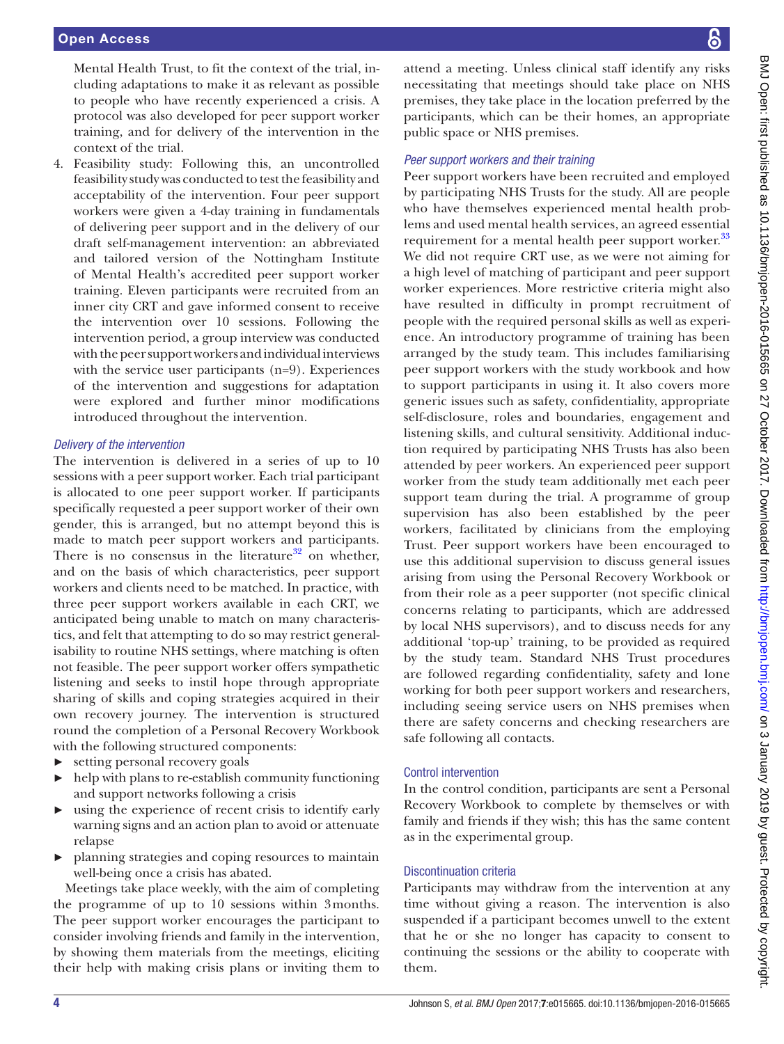Mental Health Trust, to fit the context of the trial, including adaptations to make it as relevant as possible to people who have recently experienced a crisis. A protocol was also developed for peer support worker training, and for delivery of the intervention in the context of the trial.

4. Feasibility study: Following this, an uncontrolled feasibility study was conducted to test the feasibility and acceptability of the intervention. Four peer support workers were given a 4-day training in fundamentals of delivering peer support and in the delivery of our draft self-management intervention: an abbreviated and tailored version of the Nottingham Institute of Mental Health's accredited peer support worker training. Eleven participants were recruited from an inner city CRT and gave informed consent to receive the intervention over 10 sessions. Following the intervention period, a group interview was conducted with the peer support workers and individual interviews with the service user participants (n=9). Experiences of the intervention and suggestions for adaptation were explored and further minor modifications introduced throughout the intervention.

### *Delivery of the intervention*

The intervention is delivered in a series of up to 10 sessions with a peer support worker. Each trial participant is allocated to one peer support worker. If participants specifically requested a peer support worker of their own gender, this is arranged, but no attempt beyond this is made to match peer support workers and participants. There is no consensus in the literature[32] on whether, and on the basis of which characteristics, peer support workers and clients need to be matched. In practice, with three peer support workers available in each CRT, we anticipated being unable to match on many characteristics, and felt that attempting to do so may restrict generalisability to routine NHS settings, where matching is often not feasible. The peer support worker offers sympathetic listening and seeks to instil hope through appropriate sharing of skills and coping strategies acquired in their own recovery journey. The intervention is structured round the completion of a Personal Recovery Workbook with the following structured components:

- setting personal recovery goals
- help with plans to re-establish community functioning and support networks following a crisis
- using the experience of recent crisis to identify early warning signs and an action plan to avoid or attenuate relapse
- planning strategies and coping resources to maintain well-being once a crisis has abated.

Meetings take place weekly, with the aim of completing the programme of up to 10 sessions within 3 months. The peer support worker encourages the participant to consider involving friends and family in the intervention, by showing them materials from the meetings, eliciting their help with making crisis plans or inviting them to attend a meeting. Unless clinical staff identify any risks necessitating that meetings should take place on NHS premises, they take place in the location preferred by the participants, which can be their homes, an appropriate public space or NHS premises.

### *Peer support workers and their training*

Peer support workers have been recruited and employed by participating NHS Trusts for the study. All are people who have themselves experienced mental health problems and used mental health services, an agreed essential requirement for a mental health peer support worker.[33] We did not require CRT use, as we were not aiming for a high level of matching of participant and peer support worker experiences. More restrictive criteria might also have resulted in difficulty in prompt recruitment of people with the required personal skills as well as experience. An introductory programme of training has been arranged by the study team. This includes familiarising peer support workers with the study workbook and how to support participants in using it. It also covers more generic issues such as safety, confidentiality, appropriate self-disclosure, roles and boundaries, engagement and listening skills, and cultural sensitivity. Additional induction required by participating NHS Trusts has also been attended by peer workers. An experienced peer support worker from the study team additionally met each peer support team during the trial. A programme of group supervision has also been established by the peer workers, facilitated by clinicians from the employing Trust. Peer support workers have been encouraged to use this additional supervision to discuss general issues arising from using the Personal Recovery Workbook or from their role as a peer supporter (not specific clinical concerns relating to participants, which are addressed by local NHS supervisors), and to discuss needs for any additional 'top-up' training, to be provided as required by the study team. Standard NHS Trust procedures are followed regarding confidentiality, safety and lone working for both peer support workers and researchers, including seeing service users on NHS premises when there are safety concerns and checking researchers are safe following all contacts.

### Control intervention

In the control condition, participants are sent a Personal Recovery Workbook to complete by themselves or with family and friends if they wish; this has the same content as in the experimental group.

### Discontinuation criteria

Participants may withdraw from the intervention at any time without giving a reason. The intervention is also suspended if a participant becomes unwell to the extent that he or she no longer has capacity to consent to continuing the sessions or the ability to cooperate with them.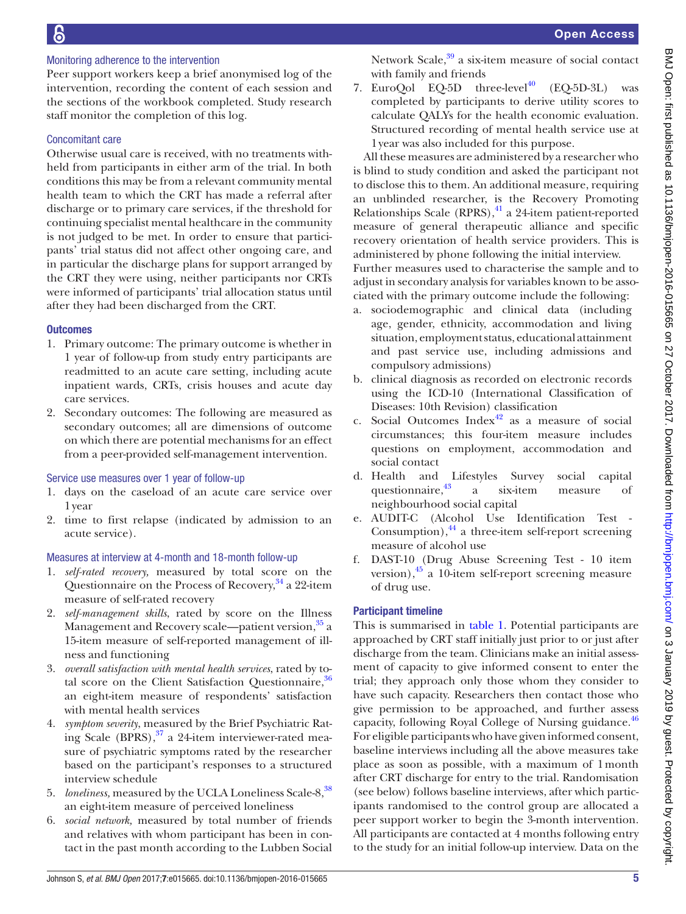### Monitoring adherence to the intervention

Peer support workers keep a brief anonymised log of the intervention, recording the content of each session and the sections of the workbook completed. Study research staff monitor the completion of this log.

### Concomitant care

Otherwise usual care is received, with no treatments withheld from participants in either arm of the trial. In both conditions this may be from a relevant community mental health team to which the CRT has made a referral after discharge or to primary care services, if the threshold for continuing specialist mental healthcare in the community is not judged to be met. In order to ensure that participants' trial status did not affect other ongoing care, and in particular the discharge plans for support arranged by the CRT they were using, neither participants nor CRTs were informed of participants' trial allocation status until after they had been discharged from the CRT.

## Outcomes

1. Primary outcome: The primary outcome is whether in 1 year of follow-up from study entry participants are readmitted to an acute care setting, including acute inpatient wards, CRTs, crisis houses and acute day care services.
2. Secondary outcomes: The following are measured as secondary outcomes; all are dimensions of outcome on which there are potential mechanisms for an effect from a peer-provided self-management intervention.

### Service use measures over 1 year of follow-up

1. days on the caseload of an acute care service over 1 year
2. time to first relapse (indicated by admission to an acute service).

### Measures at interview at 4-month and 18-month follow-up

1. *self-rated recovery,* measured by total score on the Questionnaire on the Process of Recovery,[34] a 22-item measure of self-rated recovery
2. *self-management skills*, rated by score on the Illness Management and Recovery scale—patient version,[35] a 15-item measure of self-reported management of illness and functioning
3. *overall satisfaction with mental health services,* rated by total score on the Client Satisfaction Questionnaire,[36] an eight-item measure of respondents' satisfaction with mental health services
4. *symptom severity*, measured by the Brief Psychiatric Rating Scale (BPRS),[37] a 24-item interviewer-rated measure of psychiatric symptoms rated by the researcher based on the participant's responses to a structured interview schedule
5. *loneliness,* measured by the UCLA Loneliness Scale-8,[38] an eight-item measure of perceived loneliness
6. *social network,* measured by total number of friends and relatives with whom participant has been in contact in the past month according to the Lubben Social Network Scale,[39] a six-item measure of social contact with family and friends
7. EuroQol EQ-5D three-level[40] (EQ-5D-3L) was completed by participants to derive utility scores to calculate QALYs for the health economic evaluation. Structured recording of mental health service use at 1 year was also included for this purpose.

All these measures are administered by a researcher who is blind to study condition and asked the participant not to disclose this to them. An additional measure, requiring an unblinded researcher, is the Recovery Promoting Relationships Scale (RPRS),[41] a 24-item patient-reported measure of general therapeutic alliance and specific recovery orientation of health service providers. This is administered by phone following the initial interview.

Further measures used to characterise the sample and to adjust in secondary analysis for variables known to be associated with the primary outcome include the following:

a. sociodemographic and clinical data (including age, gender, ethnicity, accommodation and living situation, employment status, educational attainment and past service use, including admissions and compulsory admissions)
b. clinical diagnosis as recorded on electronic records using the ICD-10 (International Classification of Diseases: 10th Revision) classification
c. Social Outcomes Index[42] as a measure of social circumstances; this four-item measure includes questions on employment, accommodation and social contact
d. Health and Lifestyles Survey social capital questionnaire,[43] a six-item measure of neighbourhood social capital
e. AUDIT-C (Alcohol Use Identification Test - Consumption),[44] a three-item self-report screening measure of alcohol use
f. DAST-10 (Drug Abuse Screening Test - 10 item version),[45] a 10-item self-report screening measure of drug use.

## Participant timeline

This is summarised in table 1. Potential participants are approached by CRT staff initially just prior to or just after discharge from the team. Clinicians make an initial assessment of capacity to give informed consent to enter the trial; they approach only those whom they consider to have such capacity. Researchers then contact those who give permission to be approached, and further assess capacity, following Royal College of Nursing guidance.[46] For eligible participants who have given informed consent, baseline interviews including all the above measures take place as soon as possible, with a maximum of 1 month after CRT discharge for entry to the trial. Randomisation (see below) follows baseline interviews, after which participants randomised to the control group are allocated a peer support worker to begin the 3-month intervention. All participants are contacted at 4 months following entry to the study for an initial follow-up interview. Data on the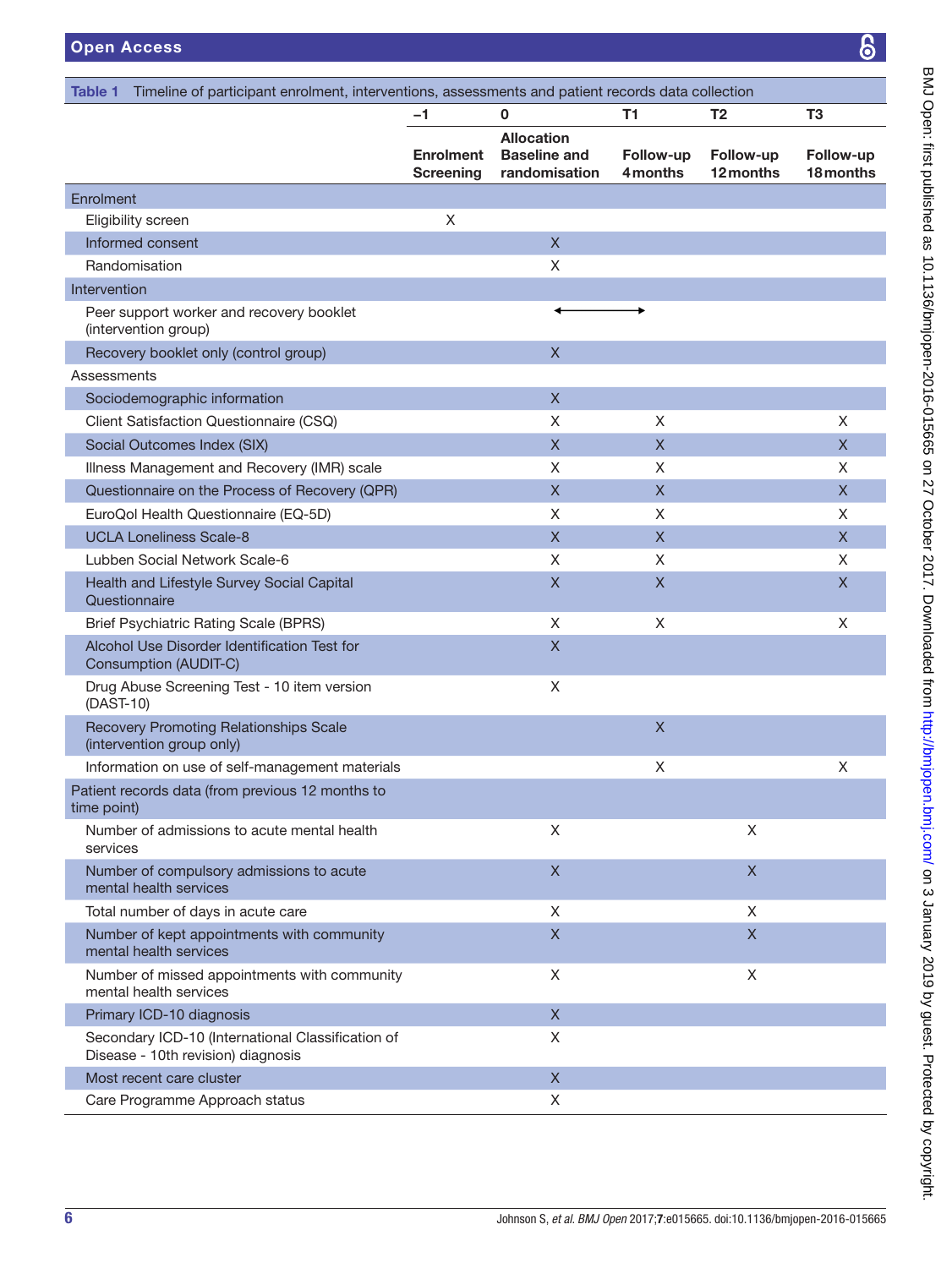**Table 1** Timeline of participant enrolment, interventions, assessments and patient records data collection

| | −1 | 0 | T1 | T2 | T3 |
|---|---|---|---|---|---|
| | Enrolment Screening | Allocation Baseline and randomisation | Follow-up 4 months | Follow-up 12 months | Follow-up 18 months |
| Enrolment | | | | | |
| Eligibility screen | X | | | | |
| Informed consent | | X | | | |
| Randomisation | | X | | | |
| Intervention | | | | | |
| Peer support worker and recovery booklet (intervention group) | | ←——— | ———→ | | |
| Recovery booklet only (control group) | | X | | | |
| Assessments | | | | | |
| Sociodemographic information | | X | | | |
| Client Satisfaction Questionnaire (CSQ) | | X | X | | X |
| Social Outcomes Index (SIX) | | X | X | | X |
| Illness Management and Recovery (IMR) scale | | X | X | | X |
| Questionnaire on the Process of Recovery (QPR) | | X | X | | X |
| EuroQol Health Questionnaire (EQ-5D) | | X | X | | X |
| UCLA Loneliness Scale-8 | | X | X | | X |
| Lubben Social Network Scale-6 | | X | X | | X |
| Health and Lifestyle Survey Social Capital Questionnaire | | X | X | | X |
| Brief Psychiatric Rating Scale (BPRS) | | X | X | | X |
| Alcohol Use Disorder Identification Test for Consumption (AUDIT-C) | | X | | | |
| Drug Abuse Screening Test - 10 item version (DAST-10) | | X | | | |
| Recovery Promoting Relationships Scale (intervention group only) | | | X | | |
| Information on use of self-management materials | | | X | | X |
| Patient records data (from previous 12 months to time point) | | | | | |
| Number of admissions to acute mental health services | | X | | X | |
| Number of compulsory admissions to acute mental health services | | X | | X | |
| Total number of days in acute care | | X | | X | |
| Number of kept appointments with community mental health services | | X | | X | |
| Number of missed appointments with community mental health services | | X | | X | |
| Primary ICD-10 diagnosis | | X | | | |
| Secondary ICD-10 (International Classification of Disease - 10th revision) diagnosis | | X | | | |
| Most recent care cluster | | X | | | |
| Care Programme Approach status | | X | | | |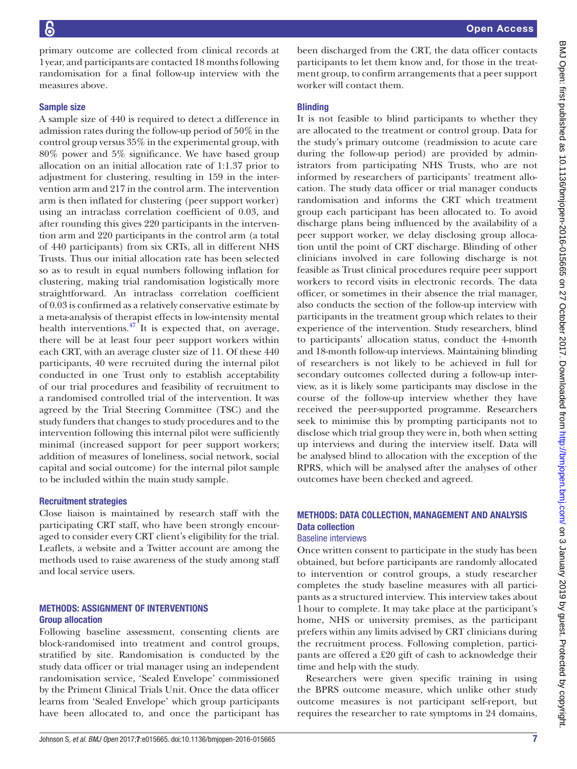primary outcome are collected from clinical records at 1 year, and participants are contacted 18 months following randomisation for a final follow-up interview with the measures above.

### Sample size

A sample size of 440 is required to detect a difference in admission rates during the follow-up period of 50% in the control group versus 35% in the experimental group, with 80% power and 5% significance. We have based group allocation on an initial allocation rate of 1:1.37 prior to adjustment for clustering, resulting in 159 in the intervention arm and 217 in the control arm. The intervention arm is then inflated for clustering (peer support worker) using an intraclass correlation coefficient of 0.03, and after rounding this gives 220 participants in the intervention arm and 220 participants in the control arm (a total of 440 participants) from six CRTs, all in different NHS Trusts. Thus our initial allocation rate has been selected so as to result in equal numbers following inflation for clustering, making trial randomisation logistically more straightforward. An intraclass correlation coefficient of 0.03 is confirmed as a relatively conservative estimate by a meta-analysis of therapist effects in low-intensity mental health interventions.[47] It is expected that, on average, there will be at least four peer support workers within each CRT, with an average cluster size of 11. Of these 440 participants, 40 were recruited during the internal pilot conducted in one Trust only to establish acceptability of our trial procedures and feasibility of recruitment to a randomised controlled trial of the intervention. It was agreed by the Trial Steering Committee (TSC) and the study funders that changes to study procedures and to the intervention following this internal pilot were sufficiently minimal (increased support for peer support workers; addition of measures of loneliness, social network, social capital and social outcome) for the internal pilot sample to be included within the main study sample.

### Recruitment strategies

Close liaison is maintained by research staff with the participating CRT staff, who have been strongly encouraged to consider every CRT client's eligibility for the trial. Leaflets, a website and a Twitter account are among the methods used to raise awareness of the study among staff and local service users.

## METHODS: ASSIGNMENT OF INTERVENTIONS

### Group allocation

Following baseline assessment, consenting clients are block-randomised into treatment and control groups, stratified by site. Randomisation is conducted by the study data officer or trial manager using an independent randomisation service, 'Sealed Envelope' commissioned by the Priment Clinical Trials Unit. Once the data officer learns from 'Sealed Envelope' which group participants have been allocated to, and once the participant has been discharged from the CRT, the data officer contacts participants to let them know and, for those in the treatment group, to confirm arrangements that a peer support worker will contact them.

### Blinding

It is not feasible to blind participants to whether they are allocated to the treatment or control group. Data for the study's primary outcome (readmission to acute care during the follow-up period) are provided by administrators from participating NHS Trusts, who are not informed by researchers of participants' treatment allocation. The study data officer or trial manager conducts randomisation and informs the CRT which treatment group each participant has been allocated to. To avoid discharge plans being influenced by the availability of a peer support worker, we delay disclosing group allocation until the point of CRT discharge. Blinding of other clinicians involved in care following discharge is not feasible as Trust clinical procedures require peer support workers to record visits in electronic records. The data officer, or sometimes in their absence the trial manager, also conducts the section of the follow-up interview with participants in the treatment group which relates to their experience of the intervention. Study researchers, blind to participants' allocation status, conduct the 4-month and 18-month follow-up interviews. Maintaining blinding of researchers is not likely to be achieved in full for secondary outcomes collected during a follow-up interview, as it is likely some participants may disclose in the course of the follow-up interview whether they have received the peer-supported programme. Researchers seek to minimise this by prompting participants not to disclose which trial group they were in, both when setting up interviews and during the interview itself. Data will be analysed blind to allocation with the exception of the RPRS, which will be analysed after the analyses of other outcomes have been checked and agreed.

## METHODS: DATA COLLECTION, MANAGEMENT AND ANALYSIS

### Data collection

#### Baseline interviews

Once written consent to participate in the study has been obtained, but before participants are randomly allocated to intervention or control groups, a study researcher completes the study baseline measures with all participants as a structured interview. This interview takes about 1 hour to complete. It may take place at the participant's home, NHS or university premises, as the participant prefers within any limits advised by CRT clinicians during the recruitment process. Following completion, participants are offered a £20 gift of cash to acknowledge their time and help with the study.

Researchers were given specific training in using the BPRS outcome measure, which unlike other study outcome measures is not participant self-report, but requires the researcher to rate symptoms in 24 domains,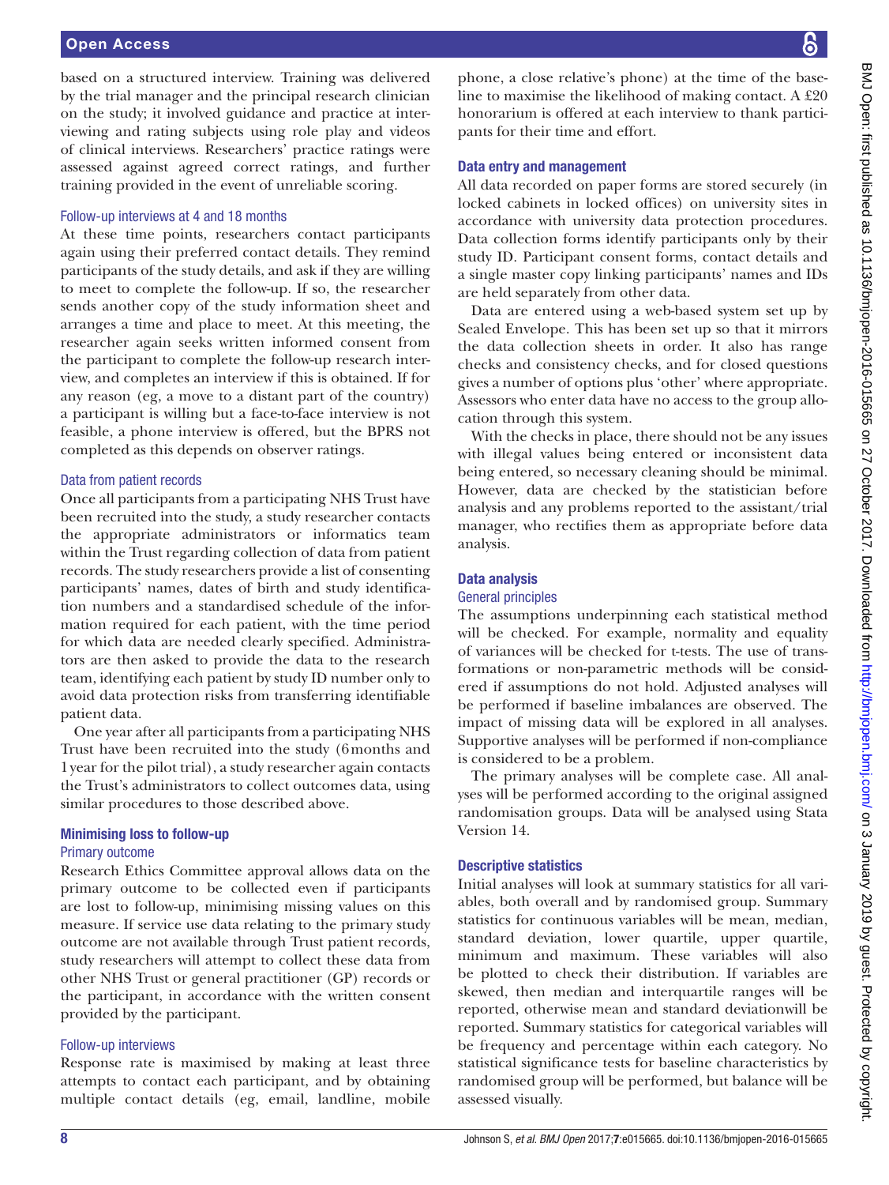based on a structured interview. Training was delivered by the trial manager and the principal research clinician on the study; it involved guidance and practice at interviewing and rating subjects using role play and videos of clinical interviews. Researchers' practice ratings were assessed against agreed correct ratings, and further training provided in the event of unreliable scoring.

### Follow-up interviews at 4 and 18 months

At these time points, researchers contact participants again using their preferred contact details. They remind participants of the study details, and ask if they are willing to meet to complete the follow-up. If so, the researcher sends another copy of the study information sheet and arranges a time and place to meet. At this meeting, the researcher again seeks written informed consent from the participant to complete the follow-up research interview, and completes an interview if this is obtained. If for any reason (eg, a move to a distant part of the country) a participant is willing but a face-to-face interview is not feasible, a phone interview is offered, but the BPRS not completed as this depends on observer ratings.

### Data from patient records

Once all participants from a participating NHS Trust have been recruited into the study, a study researcher contacts the appropriate administrators or informatics team within the Trust regarding collection of data from patient records. The study researchers provide a list of consenting participants' names, dates of birth and study identification numbers and a standardised schedule of the information required for each patient, with the time period for which data are needed clearly specified. Administrators are then asked to provide the data to the research team, identifying each patient by study ID number only to avoid data protection risks from transferring identifiable patient data.

One year after all participants from a participating NHS Trust have been recruited into the study (6 months and 1 year for the pilot trial), a study researcher again contacts the Trust's administrators to collect outcomes data, using similar procedures to those described above.

## Minimising loss to follow-up

### Primary outcome

Research Ethics Committee approval allows data on the primary outcome to be collected even if participants are lost to follow-up, minimising missing values on this measure. If service use data relating to the primary study outcome are not available through Trust patient records, study researchers will attempt to collect these data from other NHS Trust or general practitioner (GP) records or the participant, in accordance with the written consent provided by the participant.

### Follow-up interviews

Response rate is maximised by making at least three attempts to contact each participant, and by obtaining multiple contact details (eg, email, landline, mobile phone, a close relative's phone) at the time of the baseline to maximise the likelihood of making contact. A £20 honorarium is offered at each interview to thank participants for their time and effort.

## Data entry and management

All data recorded on paper forms are stored securely (in locked cabinets in locked offices) on university sites in accordance with university data protection procedures. Data collection forms identify participants only by their study ID. Participant consent forms, contact details and a single master copy linking participants' names and IDs are held separately from other data.

Data are entered using a web-based system set up by Sealed Envelope. This has been set up so that it mirrors the data collection sheets in order. It also has range checks and consistency checks, and for closed questions gives a number of options plus 'other' where appropriate. Assessors who enter data have no access to the group allocation through this system.

With the checks in place, there should not be any issues with illegal values being entered or inconsistent data being entered, so necessary cleaning should be minimal. However, data are checked by the statistician before analysis and any problems reported to the assistant/trial manager, who rectifies them as appropriate before data analysis.

## Data analysis

### General principles

The assumptions underpinning each statistical method will be checked. For example, normality and equality of variances will be checked for t-tests. The use of transformations or non-parametric methods will be considered if assumptions do not hold. Adjusted analyses will be performed if baseline imbalances are observed. The impact of missing data will be explored in all analyses. Supportive analyses will be performed if non-compliance is considered to be a problem.

The primary analyses will be complete case. All analyses will be performed according to the original assigned randomisation groups. Data will be analysed using Stata Version 14.

## Descriptive statistics

Initial analyses will look at summary statistics for all variables, both overall and by randomised group. Summary statistics for continuous variables will be mean, median, standard deviation, lower quartile, upper quartile, minimum and maximum. These variables will also be plotted to check their distribution. If variables are skewed, then median and interquartile ranges will be reported, otherwise mean and standard deviationwill be reported. Summary statistics for categorical variables will be frequency and percentage within each category. No statistical significance tests for baseline characteristics by randomised group will be performed, but balance will be assessed visually.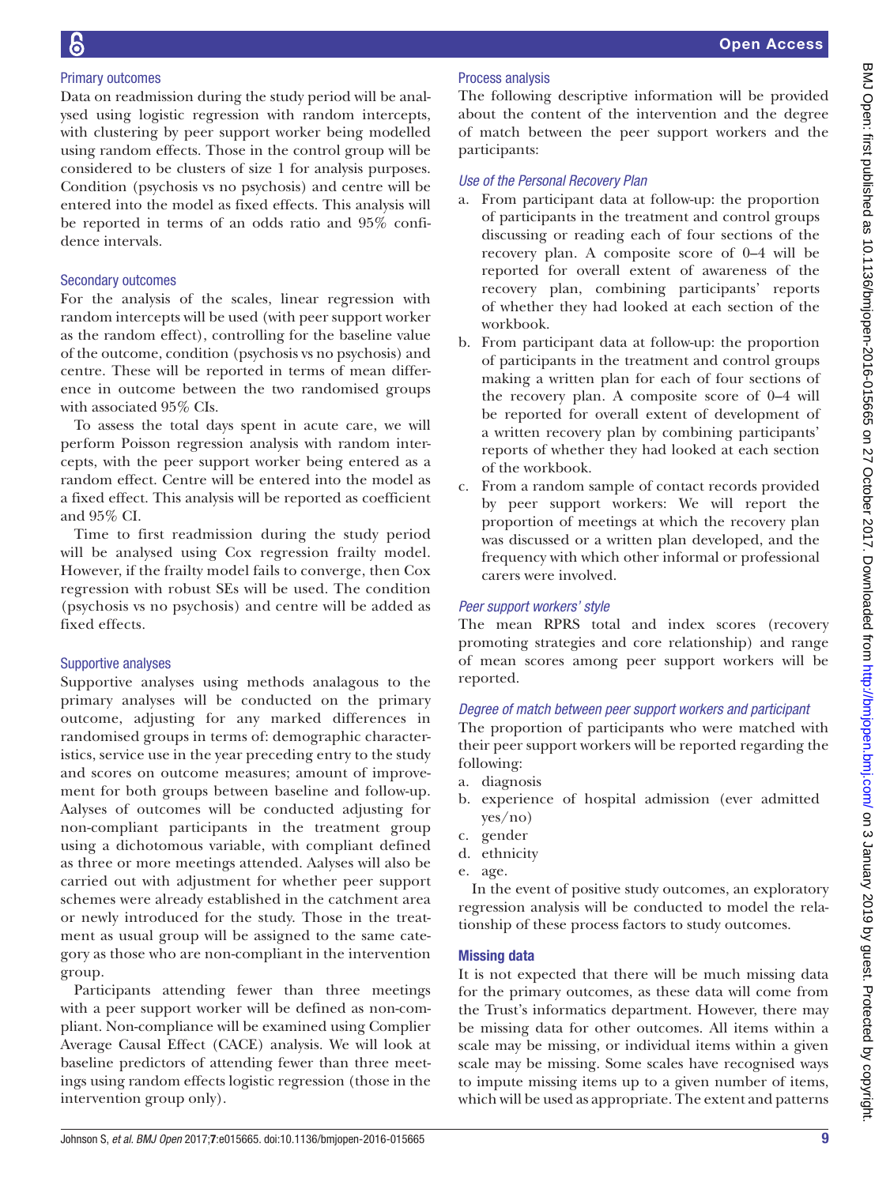### Primary outcomes

Data on readmission during the study period will be analysed using logistic regression with random intercepts, with clustering by peer support worker being modelled using random effects. Those in the control group will be considered to be clusters of size 1 for analysis purposes. Condition (psychosis vs no psychosis) and centre will be entered into the model as fixed effects. This analysis will be reported in terms of an odds ratio and 95% confidence intervals.

### Secondary outcomes

For the analysis of the scales, linear regression with random intercepts will be used (with peer support worker as the random effect), controlling for the baseline value of the outcome, condition (psychosis vs no psychosis) and centre. These will be reported in terms of mean difference in outcome between the two randomised groups with associated 95% CIs.

To assess the total days spent in acute care, we will perform Poisson regression analysis with random intercepts, with the peer support worker being entered as a random effect. Centre will be entered into the model as a fixed effect. This analysis will be reported as coefficient and 95% CI.

Time to first readmission during the study period will be analysed using Cox regression frailty model. However, if the frailty model fails to converge, then Cox regression with robust SEs will be used. The condition (psychosis vs no psychosis) and centre will be added as fixed effects.

### Supportive analyses

Supportive analyses using methods analagous to the primary analyses will be conducted on the primary outcome, adjusting for any marked differences in randomised groups in terms of: demographic characteristics, service use in the year preceding entry to the study and scores on outcome measures; amount of improvement for both groups between baseline and follow-up. Aalyses of outcomes will be conducted adjusting for non-compliant participants in the treatment group using a dichotomous variable, with compliant defined as three or more meetings attended. Aalyses will also be carried out with adjustment for whether peer support schemes were already established in the catchment area or newly introduced for the study. Those in the treatment as usual group will be assigned to the same category as those who are non-compliant in the intervention group.

Participants attending fewer than three meetings with a peer support worker will be defined as non-compliant. Non-compliance will be examined using Complier Average Causal Effect (CACE) analysis. We will look at baseline predictors of attending fewer than three meetings using random effects logistic regression (those in the intervention group only).

### Process analysis

The following descriptive information will be provided about the content of the intervention and the degree of match between the peer support workers and the participants:

#### *Use of the Personal Recovery Plan*

a. From participant data at follow-up: the proportion of participants in the treatment and control groups discussing or reading each of four sections of the recovery plan. A composite score of 0–4 will be reported for overall extent of awareness of the recovery plan, combining participants' reports of whether they had looked at each section of the workbook.
b. From participant data at follow-up: the proportion of participants in the treatment and control groups making a written plan for each of four sections of the recovery plan. A composite score of 0–4 will be reported for overall extent of development of a written recovery plan by combining participants' reports of whether they had looked at each section of the workbook.
c. From a random sample of contact records provided by peer support workers: We will report the proportion of meetings at which the recovery plan was discussed or a written plan developed, and the frequency with which other informal or professional carers were involved.

#### *Peer support workers' style*

The mean RPRS total and index scores (recovery promoting strategies and core relationship) and range of mean scores among peer support workers will be reported.

#### *Degree of match between peer support workers and participant*

The proportion of participants who were matched with their peer support workers will be reported regarding the following:

a. diagnosis
b. experience of hospital admission (ever admitted yes/no)
c. gender
d. ethnicity
e. age.

In the event of positive study outcomes, an exploratory regression analysis will be conducted to model the relationship of these process factors to study outcomes.

### Missing data

It is not expected that there will be much missing data for the primary outcomes, as these data will come from the Trust's informatics department. However, there may be missing data for other outcomes. All items within a scale may be missing, or individual items within a given scale may be missing. Some scales have recognised ways to impute missing items up to a given number of items, which will be used as appropriate. The extent and patterns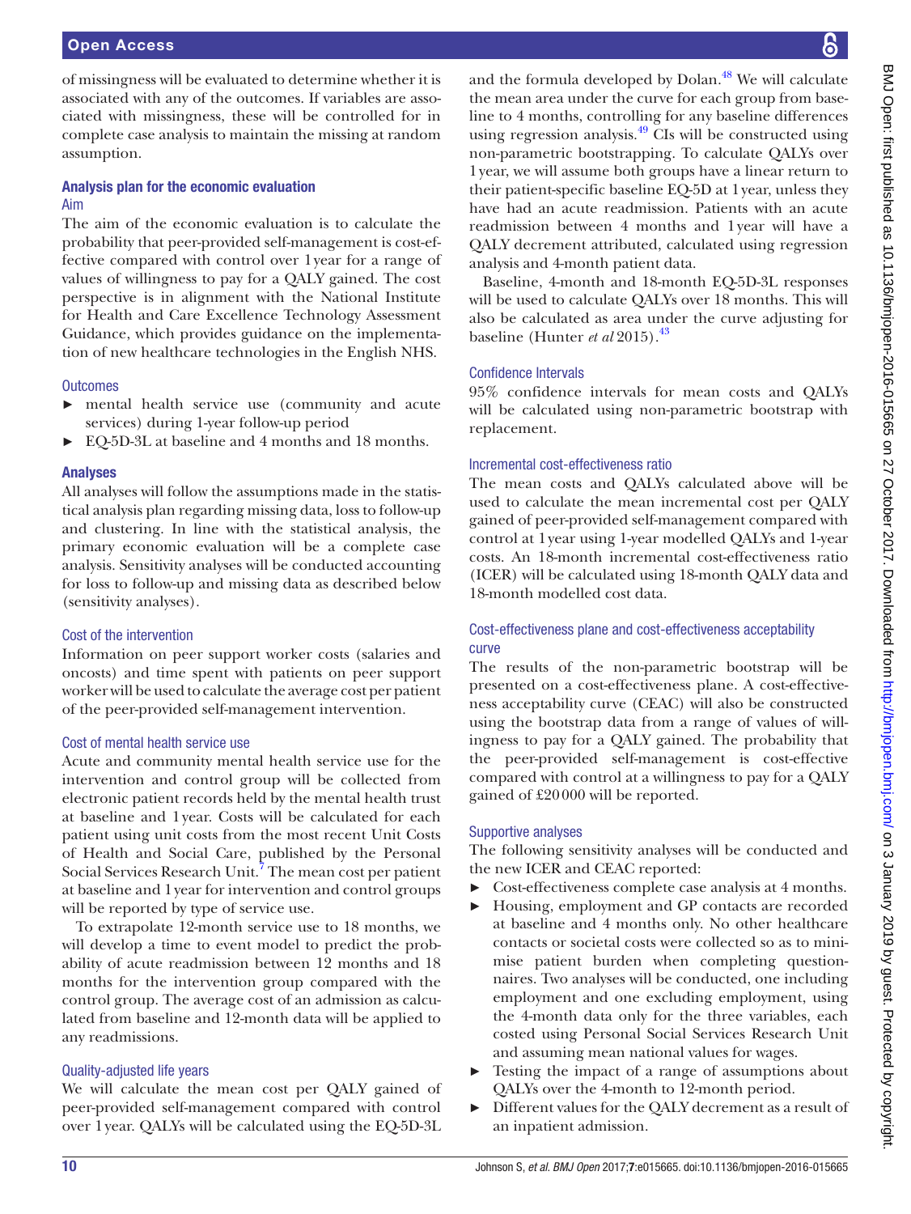of missingness will be evaluated to determine whether it is associated with any of the outcomes. If variables are associated with missingness, these will be controlled for in complete case analysis to maintain the missing at random assumption.

## Analysis plan for the economic evaluation

### Aim

The aim of the economic evaluation is to calculate the probability that peer-provided self-management is cost-effective compared with control over 1 year for a range of values of willingness to pay for a QALY gained. The cost perspective is in alignment with the National Institute for Health and Care Excellence Technology Assessment Guidance, which provides guidance on the implementation of new healthcare technologies in the English NHS.

### Outcomes

- mental health service use (community and acute services) during 1-year follow-up period
- EQ-5D-3L at baseline and 4 months and 18 months.

### Analyses

All analyses will follow the assumptions made in the statistical analysis plan regarding missing data, loss to follow-up and clustering. In line with the statistical analysis, the primary economic evaluation will be a complete case analysis. Sensitivity analyses will be conducted accounting for loss to follow-up and missing data as described below (sensitivity analyses).

### Cost of the intervention

Information on peer support worker costs (salaries and oncosts) and time spent with patients on peer support worker will be used to calculate the average cost per patient of the peer-provided self-management intervention.

### Cost of mental health service use

Acute and community mental health service use for the intervention and control group will be collected from electronic patient records held by the mental health trust at baseline and 1 year. Costs will be calculated for each patient using unit costs from the most recent Unit Costs of Health and Social Care, published by the Personal Social Services Research Unit.[7] The mean cost per patient at baseline and 1 year for intervention and control groups will be reported by type of service use.

To extrapolate 12-month service use to 18 months, we will develop a time to event model to predict the probability of acute readmission between 12 months and 18 months for the intervention group compared with the control group. The average cost of an admission as calculated from baseline and 12-month data will be applied to any readmissions.

### Quality-adjusted life years

We will calculate the mean cost per QALY gained of peer-provided self-management compared with control over 1 year. QALYs will be calculated using the EQ-5D-3L and the formula developed by Dolan.[48] We will calculate the mean area under the curve for each group from baseline to 4 months, controlling for any baseline differences using regression analysis.[49] CIs will be constructed using non-parametric bootstrapping. To calculate QALYs over 1 year, we will assume both groups have a linear return to their patient-specific baseline EQ-5D at 1 year, unless they have had an acute readmission. Patients with an acute readmission between 4 months and 1 year will have a QALY decrement attributed, calculated using regression analysis and 4-month patient data.

Baseline, 4-month and 18-month EQ-5D-3L responses will be used to calculate QALYs over 18 months. This will also be calculated as area under the curve adjusting for baseline (Hunter *et al* 2015).[43]

### Confidence Intervals

95% confidence intervals for mean costs and QALYs will be calculated using non-parametric bootstrap with replacement.

### Incremental cost-effectiveness ratio

The mean costs and QALYs calculated above will be used to calculate the mean incremental cost per QALY gained of peer-provided self-management compared with control at 1 year using 1-year modelled QALYs and 1-year costs. An 18-month incremental cost-effectiveness ratio (ICER) will be calculated using 18-month QALY data and 18-month modelled cost data.

### Cost-effectiveness plane and cost-effectiveness acceptability curve

The results of the non-parametric bootstrap will be presented on a cost-effectiveness plane. A cost-effectiveness acceptability curve (CEAC) will also be constructed using the bootstrap data from a range of values of willingness to pay for a QALY gained. The probability that the peer-provided self-management is cost-effective compared with control at a willingness to pay for a QALY gained of £20 000 will be reported.

### Supportive analyses

The following sensitivity analyses will be conducted and the new ICER and CEAC reported:

- Cost-effectiveness complete case analysis at 4 months.
- Housing, employment and GP contacts are recorded at baseline and 4 months only. No other healthcare contacts or societal costs were collected so as to minimise patient burden when completing questionnaires. Two analyses will be conducted, one including employment and one excluding employment, using the 4-month data only for the three variables, each costed using Personal Social Services Research Unit and assuming mean national values for wages.
- Testing the impact of a range of assumptions about QALYs over the 4-month to 12-month period.
- Different values for the QALY decrement as a result of an inpatient admission.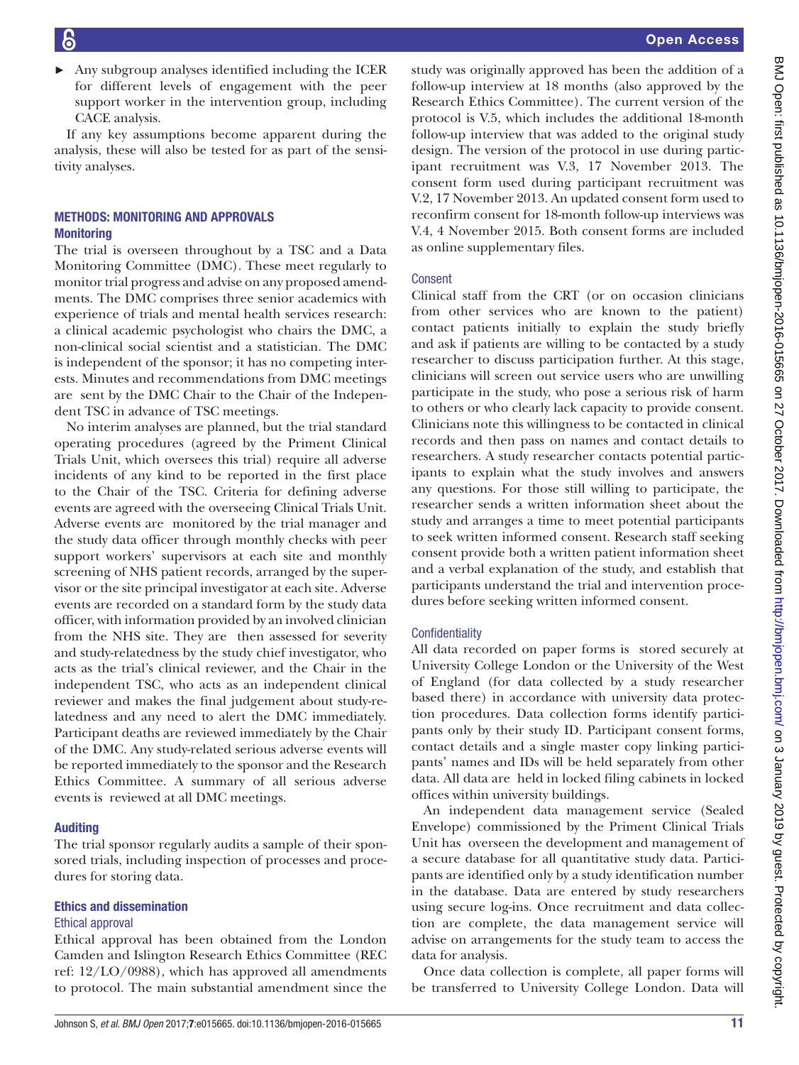- Any subgroup analyses identified including the ICER for different levels of engagement with the peer support worker in the intervention group, including CACE analysis.

If any key assumptions become apparent during the analysis, these will also be tested for as part of the sensitivity analyses.

## METHODS: MONITORING AND APPROVALS

### Monitoring

The trial is overseen throughout by a TSC and a Data Monitoring Committee (DMC). These meet regularly to monitor trial progress and advise on any proposed amendments. The DMC comprises three senior academics with experience of trials and mental health services research: a clinical academic psychologist who chairs the DMC, a non-clinical social scientist and a statistician. The DMC is independent of the sponsor; it has no competing interests. Minutes and recommendations from DMC meetings are sent by the DMC Chair to the Chair of the Independent TSC in advance of TSC meetings.

No interim analyses are planned, but the trial standard operating procedures (agreed by the Priment Clinical Trials Unit, which oversees this trial) require all adverse incidents of any kind to be reported in the first place to the Chair of the TSC. Criteria for defining adverse events are agreed with the overseeing Clinical Trials Unit. Adverse events are monitored by the trial manager and the study data officer through monthly checks with peer support workers' supervisors at each site and monthly screening of NHS patient records, arranged by the supervisor or the site principal investigator at each site. Adverse events are recorded on a standard form by the study data officer, with information provided by an involved clinician from the NHS site. They are then assessed for severity and study-relatedness by the study chief investigator, who acts as the trial's clinical reviewer, and the Chair in the independent TSC, who acts as an independent clinical reviewer and makes the final judgement about study-relatedness and any need to alert the DMC immediately. Participant deaths are reviewed immediately by the Chair of the DMC. Any study-related serious adverse events will be reported immediately to the sponsor and the Research Ethics Committee. A summary of all serious adverse events is reviewed at all DMC meetings.

### Auditing

The trial sponsor regularly audits a sample of their sponsored trials, including inspection of processes and procedures for storing data.

### Ethics and dissemination

#### Ethical approval

Ethical approval has been obtained from the London Camden and Islington Research Ethics Committee (REC ref: 12/LO/0988), which has approved all amendments to protocol. The main substantial amendment since the study was originally approved has been the addition of a follow-up interview at 18 months (also approved by the Research Ethics Committee). The current version of the protocol is V.5, which includes the additional 18-month follow-up interview that was added to the original study design. The version of the protocol in use during participant recruitment was V.3, 17 November 2013. The consent form used during participant recruitment was V.2, 17 November 2013. An updated consent form used to reconfirm consent for 18-month follow-up interviews was V.4, 4 November 2015. Both consent forms are included as online supplementary files.

#### Consent

Clinical staff from the CRT (or on occasion clinicians from other services who are known to the patient) contact patients initially to explain the study briefly and ask if patients are willing to be contacted by a study researcher to discuss participation further. At this stage, clinicians will screen out service users who are unwilling participate in the study, who pose a serious risk of harm to others or who clearly lack capacity to provide consent. Clinicians note this willingness to be contacted in clinical records and then pass on names and contact details to researchers. A study researcher contacts potential participants to explain what the study involves and answers any questions. For those still willing to participate, the researcher sends a written information sheet about the study and arranges a time to meet potential participants to seek written informed consent. Research staff seeking consent provide both a written patient information sheet and a verbal explanation of the study, and establish that participants understand the trial and intervention procedures before seeking written informed consent.

#### Confidentiality

All data recorded on paper forms is stored securely at University College London or the University of the West of England (for data collected by a study researcher based there) in accordance with university data protection procedures. Data collection forms identify participants only by their study ID. Participant consent forms, contact details and a single master copy linking participants' names and IDs will be held separately from other data. All data are held in locked filing cabinets in locked offices within university buildings.

An independent data management service (Sealed Envelope) commissioned by the Priment Clinical Trials Unit has overseen the development and management of a secure database for all quantitative study data. Participants are identified only by a study identification number in the database. Data are entered by study researchers using secure log-ins. Once recruitment and data collection are complete, the data management service will advise on arrangements for the study team to access the data for analysis.

Once data collection is complete, all paper forms will be transferred to University College London. Data will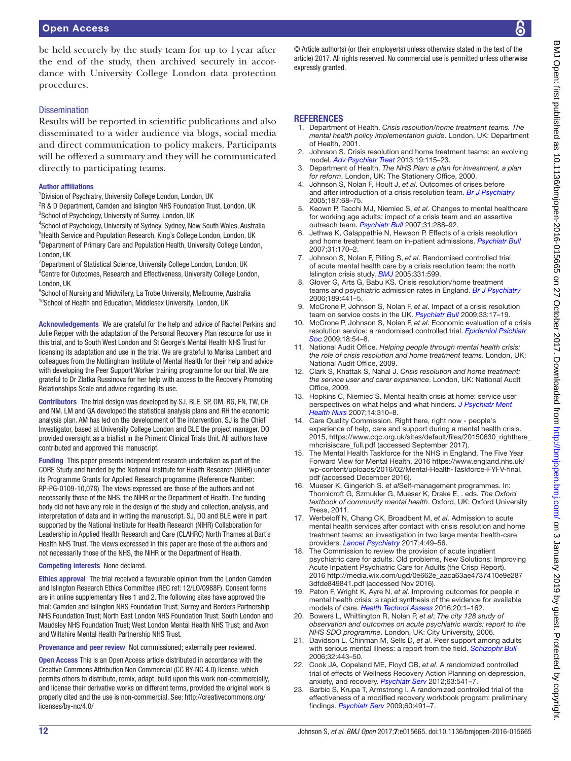be held securely by the study team for up to 1 year after the end of the study, then archived securely in accordance with University College London data protection procedures.

### Dissemination

Results will be reported in scientific publications and also disseminated to a wider audience via blogs, social media and direct communication to policy makers. Participants will be offered a summary and they will be communicated directly to participating teams.

**Author affiliations**

[1]Division of Psychiatry, University College London, London, UK
[2]R & D Department, Camden and Islington NHS Foundation Trust, London, UK
[3]School of Psychology, University of Surrey, London, UK
[4]School of Psychology, University of Sydney, Sydney, New South Wales, Australia
[5]Health Service and Population Research, King's College London, London, UK
[6]Department of Primary Care and Population Health, University College London, London, UK
[7]Department of Statistical Science, University College London, London, UK
[8]Centre for Outcomes, Research and Effectiveness, University College London, London, UK
[9]School of Nursing and Midwifery, La Trobe University, Melbourne, Australia
[10]School of Health and Education, Middlesex University, London, UK

**Acknowledgements** We are grateful for the help and advice of Rachel Perkins and Julie Repper with the adaptation of the Personal Recovery Plan resource for use in this trial, and to South West London and St George's Mental Health NHS Trust for licensing its adaptation and use in the trial. We are grateful to Marisa Lambert and colleagues from the Nottingham Institute of Mental Health for their help and advice with developing the Peer Support Worker training programme for our trial. We are grateful to Dr Zlatka Russinova for her help with access to the Recovery Promoting Relationships Scale and advice regarding its use.

**Contributors** The trial design was developed by SJ, BLE, SP, OM, RG, FN, TW, CH and NM. LM and GA developed the statistical analysis plans and RH the economic analysis plan. AM has led on the development of the intervention. SJ is the Chief Investigator, based at University College London and BLE the project manager. DO provided oversight as a triallist in the Priment Clinical Trials Unit. All authors have contributed and approved this manuscript.

**Funding** This paper presents independent research undertaken as part of the CORE Study and funded by the National Institute for Health Research (NIHR) under its Programme Grants for Applied Research programme (Reference Number: RP-PG-0109-10,078). The views expressed are those of the authors and not necessarily those of the NHS, the NIHR or the Department of Health. The funding body did not have any role in the design of the study and collection, analysis, and interpretation of data and in writing the manuscript. SJ, DO and BLE were in part supported by the National Institute for Health Research (NIHR) Collaboration for Leadership in Applied Health Research and Care (CLAHRC) North Thames at Bart's Health NHS Trust. The views expressed in this paper are those of the authors and not necessarily those of the NHS, the NIHR or the Department of Health.

**Competing interests** None declared.

**Ethics approval** The trial received a favourable opinion from the London Camden and Islington Research Ethics Committee (REC ref: 12/LO/0988F). Consent forms are in online supplementary files 1 and 2. The following sites have approved the trial: Camden and Islington NHS Foundation Trust; Surrey and Borders Partnership NHS Foundation Trust; North East London NHS Foundation Trust; South London and Maudsley NHS Foundation Trust; West London Mental Health NHS Trust; and Avon and Wiltshire Mental Health Partnership NHS Trust.

**Provenance and peer review** Not commissioned; externally peer reviewed.

**Open Access** This is an Open Access article distributed in accordance with the Creative Commons Attribution Non Commercial (CC BY-NC 4.0) license, which permits others to distribute, remix, adapt, build upon this work non-commercially, and license their derivative works on different terms, provided the original work is properly cited and the use is non-commercial. See: http://creativecommons.org/licenses/by-nc/4.0/

© Article author(s) (or their employer(s) unless otherwise stated in the text of the article) 2017. All rights reserved. No commercial use is permitted unless otherwise expressly granted.

## REFERENCES

1. Department of Health. *Crisis resolution/home treatment teams. The mental health policy implementation guide*. London, UK: Department of Health, 2001.
2. Johnson S. Crisis resolution and home treatment teams: an evolving model. *Adv Psychiatr Treat* 2013;19:115–23.
3. Department of Health. *The NHS Plan: a plan for investment, a plan for reform*. London, UK: The Stationery Office, 2000.
4. Johnson S, Nolan F, Hoult J, *et al*. Outcomes of crises before and after introduction of a crisis resolution team. *Br J Psychiatry* 2005;187:68–75.
5. Keown P, Tacchi MJ, Niemiec S, *et al*. Changes to mental healthcare for working age adults: impact of a crisis team and an assertive outreach team. *Psychiatr Bull* 2007;31:288–92.
6. Jethwa K, Galappathie N, Hewson P. Effects of a crisis resolution and home treatment team on in-patient admissions. *Psychiatr Bull* 2007;31:170–2.
7. Johnson S, Nolan F, Pilling S, *et al*. Randomised controlled trial of acute mental health care by a crisis resolution team: the north Islington crisis study. *BMJ* 2005;331:599.
8. Glover G, Arts G, Babu KS. Crisis resolution/home treatment teams and psychiatric admission rates in England. *Br J Psychiatry* 2006;189:441–5.
9. McCrone P, Johnson S, Nolan F, *et al*. Impact of a crisis resolution team on service costs in the UK. *Psychiatr Bull* 2009;33:17–19.
10. McCrone P, Johnson S, Nolan F, *et al*. Economic evaluation of a crisis resolution service: a randomised controlled trial. *Epidemiol Psichiatr Soc* 2009;18:54–8.
11. National Audit Office. *Helping people through mental health crisis: the role of crisis resolution and home treatment teams*. London, UK: National Audit Office, 2009.
12. Clark S, Khattak S, Nahal J. *Crisis resolution and home treatment: the service user and carer experience*. London, UK: National Audit Office, 2009.
13. Hopkins C, Niemiec S. Mental health crisis at home: service user perspectives on what helps and what hinders. *J Psychiatr Ment Health Nurs* 2007;14:310–8.
14. Care Quality Commission. Right here, right now - people's experience of help, care and support during a mental health crisis. 2015, https://www.cqc.org.uk/sites/default/files/20150630_righthere_mhcrisiscare_full.pdf (accessed September 2017).
15. The Mental Health Taskforce for the NHS in England. The Five Year Forward View for Mental Health. 2016 https://www.england.nhs.uk/wp-content/uploads/2016/02/Mental-Health-Taskforce-FYFV-final.pdf (accessed December 2016).
16. Mueser K, Gingerich S. *et al*Self-management programmes. In: Thornicroft G, Szmukler G, Mueser K, Drake E, . eds. *The Oxford textbook of community mental health*. Oxford, UK: Oxford University Press, 2011.
17. Werbeloff N, Chang CK, Broadbent M, *et al*. Admission to acute mental health services after contact with crisis resolution and home treatment teams: an investigation in two large mental health-care providers. *Lancet Psychiatry* 2017;4:49–56.
18. The Commission to review the provision of acute inpatient psychiatric care for adults. Old problems, New Solutions: Improving Acute Inpatient Psychiatric Care for Adults (the Crisp Report). 2016 http://media.wix.com/ugd/0e662e_aaca63ae4737410e9e2873dfde849841.pdf (accessed Nov 2016).
19. Paton F, Wright K, Ayre N, *et al*. Improving outcomes for people in mental health crisis: a rapid synthesis of the evidence for available models of care. *Health Technol Assess* 2016;20:1–162.
20. Bowers L, Whittington R, Nolan P, *et al*; *The city 128 study of observation and outcomes on acute psychiatric wards: report to the NHS SDO programme*. London, UK: City University, 2006.
21. Davidson L, Chinman M, Sells D, *et al*. Peer support among adults with serious mental illness: a report from the field. *Schizophr Bull* 2006;32:443–50.
22. Cook JA, Copeland ME, Floyd CB, *et al*. A randomized controlled trial of effects of Wellness Recovery Action Planning on depression, anxiety, and recovery. *Psychiatr Serv* 2012;63:541–7.
23. Barbic S, Krupa T, Armstrong I. A randomized controlled trial of the effectiveness of a modified recovery workbook program: preliminary findings. *Psychiatr Serv* 2009;60:491–7.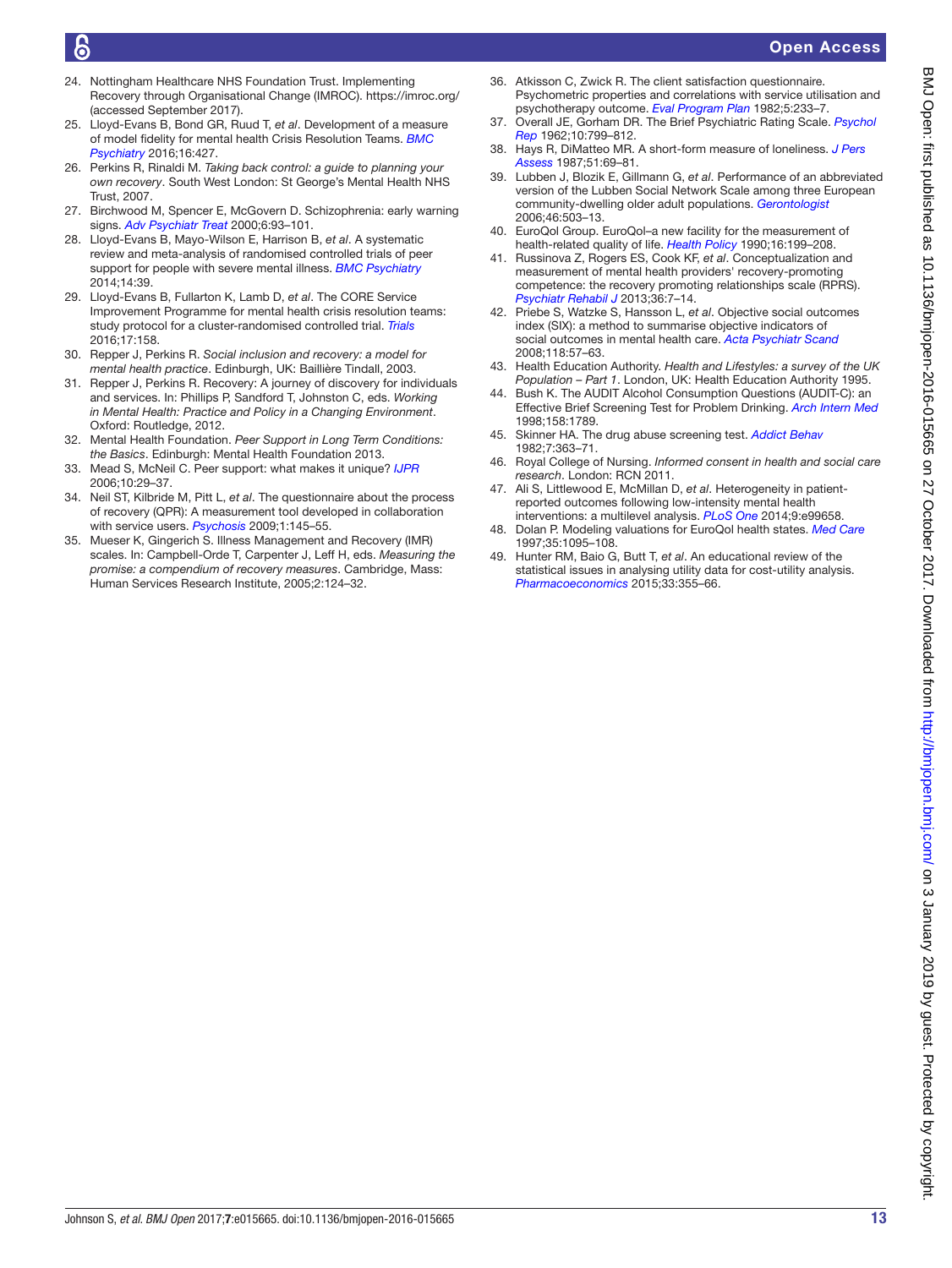24. Nottingham Healthcare NHS Foundation Trust. Implementing Recovery through Organisational Change (IMROC). https://imroc.org/ (accessed September 2017).
25. Lloyd-Evans B, Bond GR, Ruud T, *et al*. Development of a measure of model fidelity for mental health Crisis Resolution Teams. *BMC Psychiatry* 2016;16:427.
26. Perkins R, Rinaldi M. *Taking back control: a guide to planning your own recovery*. South West London: St George's Mental Health NHS Trust, 2007.
27. Birchwood M, Spencer E, McGovern D. Schizophrenia: early warning signs. *Adv Psychiatr Treat* 2000;6:93–101.
28. Lloyd-Evans B, Mayo-Wilson E, Harrison B, *et al*. A systematic review and meta-analysis of randomised controlled trials of peer support for people with severe mental illness. *BMC Psychiatry* 2014;14:39.
29. Lloyd-Evans B, Fullarton K, Lamb D, *et al*. The CORE Service Improvement Programme for mental health crisis resolution teams: study protocol for a cluster-randomised controlled trial. *Trials* 2016;17:158.
30. Repper J, Perkins R. *Social inclusion and recovery: a model for mental health practice*. Edinburgh, UK: Baillière Tindall, 2003.
31. Repper J, Perkins R. Recovery: A journey of discovery for individuals and services. In: Phillips P, Sandford T, Johnston C, eds. *Working in Mental Health: Practice and Policy in a Changing Environment*. Oxford: Routledge, 2012.
32. Mental Health Foundation. *Peer Support in Long Term Conditions: the Basics*. Edinburgh: Mental Health Foundation 2013.
33. Mead S, McNeil C. Peer support: what makes it unique? *IJPR* 2006;10:29–37.
34. Neil ST, Kilbride M, Pitt L, *et al*. The questionnaire about the process of recovery (QPR): A measurement tool developed in collaboration with service users. *Psychosis* 2009;1:145–55.
35. Mueser K, Gingerich S. Illness Management and Recovery (IMR) scales. In: Campbell-Orde T, Carpenter J, Leff H, eds. *Measuring the promise: a compendium of recovery measures*. Cambridge, Mass: Human Services Research Institute, 2005;2:124–32.
36. Atkisson C, Zwick R. The client satisfaction questionnaire. Psychometric properties and correlations with service utilisation and psychotherapy outcome. *Eval Program Plan* 1982;5:233–7.
37. Overall JE, Gorham DR. The Brief Psychiatric Rating Scale. *Psychol Rep* 1962;10:799–812.
38. Hays R, DiMatteo MR. A short-form measure of loneliness. *J Pers Assess* 1987;51:69–81.
39. Lubben J, Blozik E, Gillmann G, *et al*. Performance of an abbreviated version of the Lubben Social Network Scale among three European community-dwelling older adult populations. *Gerontologist* 2006;46:503–13.
40. EuroQol Group. EuroQol–a new facility for the measurement of health-related quality of life. *Health Policy* 1990;16:199–208.
41. Russinova Z, Rogers ES, Cook KF, *et al*. Conceptualization and measurement of mental health providers' recovery-promoting competence: the recovery promoting relationships scale (RPRS). *Psychiatr Rehabil J* 2013;36:7–14.
42. Priebe S, Watzke S, Hansson L, *et al*. Objective social outcomes index (SIX): a method to summarise objective indicators of social outcomes in mental health care. *Acta Psychiatr Scand* 2008;118:57–63.
43. Health Education Authority. *Health and Lifestyles: a survey of the UK Population – Part 1*. London, UK: Health Education Authority 1995.
44. Bush K. The AUDIT Alcohol Consumption Questions (AUDIT-C): an Effective Brief Screening Test for Problem Drinking. *Arch Intern Med* 1998;158:1789.
45. Skinner HA. The drug abuse screening test. *Addict Behav* 1982;7:363–71.
46. Royal College of Nursing. *Informed consent in health and social care research*. London: RCN 2011.
47. Ali S, Littlewood E, McMillan D, *et al*. Heterogeneity in patient-reported outcomes following low-intensity mental health interventions: a multilevel analysis. *PLoS One* 2014;9:e99658.
48. Dolan P. Modeling valuations for EuroQol health states. *Med Care* 1997;35:1095–108.
49. Hunter RM, Baio G, Butt T, *et al*. An educational review of the statistical issues in analysing utility data for cost-utility analysis. *Pharmacoeconomics* 2015;33:355–66.